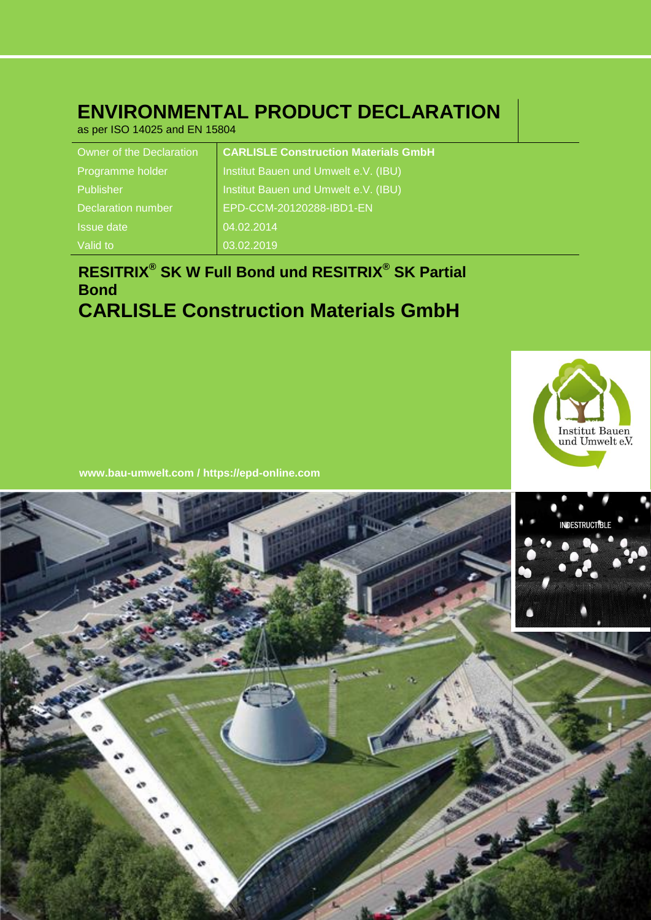# ENVIRONMENTAL PRODUCT DECLARATION

as per ISO 14025 and EN 15804

| | |
|---|---|
| Owner of the Declaration | **CARLISLE Construction Materials GmbH** |
| Programme holder | Institut Bauen und Umwelt e.V. (IBU) |
| Publisher | Institut Bauen und Umwelt e.V. (IBU) |
| Declaration number | EPD-CCM-20120288-IBD1-EN |
| Issue date | 04.02.2014 |
| Valid to | 03.02.2019 |

## RESITRIX® SK W Full Bond und RESITRIX® SK Partial Bond

## CARLISLE Construction Materials GmbH

Institut Bauen und Umwelt e.V.

**www.bau-umwelt.com / https://epd-online.com**

INDESTRUCTIBLE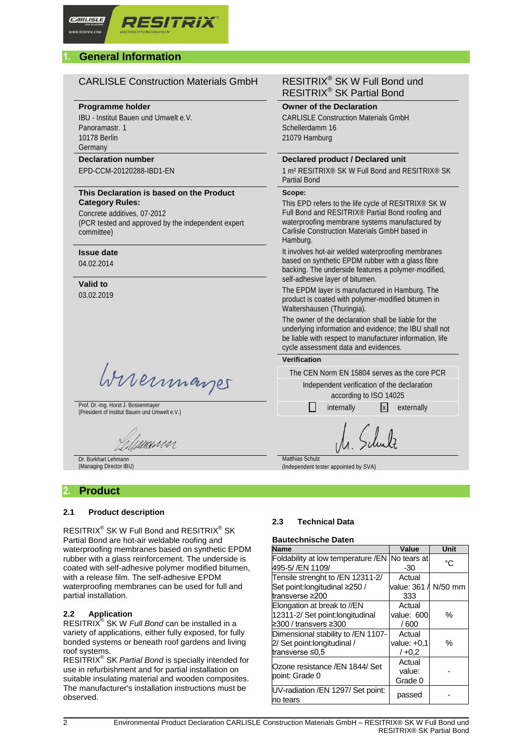## 1. General Information

**CARLISLE Construction Materials GmbH**

**Programme holder**
IBU - Institut Bauen und Umwelt e.V.
Panoramastr. 1
10178 Berlin
Germany

**Declaration number**
EPD-CCM-20120288-IBD1-EN

**This Declaration is based on the Product Category Rules:**
Concrete additives, 07-2012
(PCR tested and approved by the independent expert committee)

**Issue date**
04.02.2014

**Valid to**
03.02.2019

Prof. Dr.-Ing. Horst J. Bossenmayer
(President of Institut Bauen und Umwelt e.V.)

Dr. Burkhart Lehmann
(Managing Director IBU)

**RESITRIX® SK W Full Bond und RESITRIX® SK Partial Bond**

**Owner of the Declaration**
CARLISLE Construction Materials GmbH
Schellerdamm 16
21079 Hamburg

**Declared product / Declared unit**
1 m² RESITRIX® SK W Full Bond and RESITRIX® SK Partial Bond

**Scope:**
This EPD refers to the life cycle of RESITRIX® SK W Full Bond and RESITRIX® Partial Bond roofing and waterproofing membrane systems manufactured by Carlisle Construction Materials GmbH based in Hamburg.

It involves hot-air welded waterproofing membranes based on synthetic EPDM rubber with a glass fibre backing. The underside features a polymer-modified, self-adhesive layer of bitumen.

The EPDM layer is manufactured in Hamburg. The product is coated with polymer-modified bitumen in Waltershausen (Thuringia).

The owner of the declaration shall be liable for the underlying information and evidence; the IBU shall not be liable with respect to manufacturer information, life cycle assessment data and evidences.

**Verification**

The CEN Norm EN 15804 serves as the core PCR

Independent verification of the declaration according to ISO 14025

☐ internally ☒ externally

Matthias Schulz
(Independent tester appointed by SVA)

## 2. Product

### 2.1 Product description

RESITRIX® SK W Full Bond and RESITRIX® SK Partial Bond are hot-air weldable roofing and waterproofing membranes based on synthetic EPDM rubber with a glass reinforcement. The underside is coated with self-adhesive polymer modified bitumen, with a release film. The self-adhesive EPDM waterproofing membranes can be used for full and partial installation.

### 2.2 Application

RESITRIX® SK W *Full Bond* can be installed in a variety of applications, either fully exposed, for fully bonded systems or beneath roof gardens and living roof systems.
RESITRIX® SK *Partial Bond* is specially intended for use in refurbishment and for partial installation on suitable insulating material and wooden composites.
The manufacturer's installation instructions must be observed.

### 2.3 Technical Data

**Bautechnische Daten**

| Name | Value | Unit |
|---|---|---|
| Foldability at low temperature /EN 495-5/ /EN 1109/ | No tears at -30 | °C |
| Tensile strenght to /EN 12311-2/ Set point:longitudinal ≥250 / transverse ≥200 | Actual value: 361 / 333 | N/50 mm |
| Elongation at break to //EN 12311-2/ Set point:longitudinal ≥300 / transvers ≥300 | Actual value: 600 / 600 | % |
| Dimensional stability to /EN 1107-2/ Set point:longitudinal / transverse ≤0,5 | Actual value: +0,1 / +0,2 | % |
| Ozone resistance /EN 1844/ Set point: Grade 0 | Actual value: Grade 0 | - |
| UV-radiation /EN 1297/ Set point: no tears | passed | - |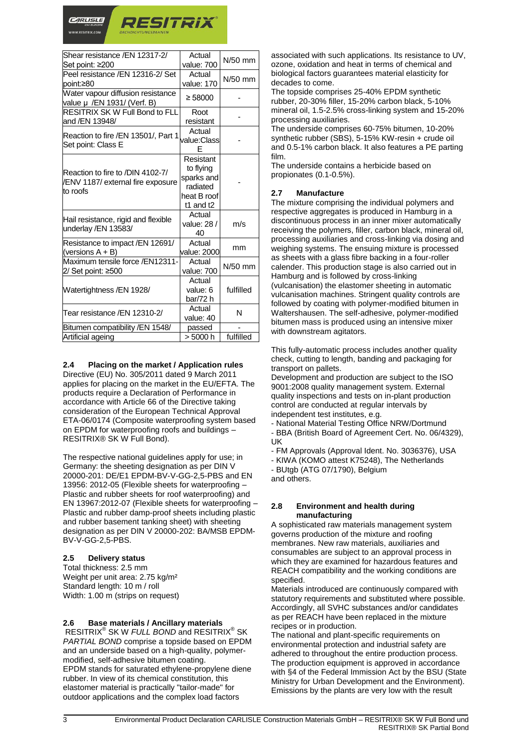| | | |
|---|---|---|
| Shear resistance /EN 12317-2/ Set point: ≥200 | Actual value: 700 | N/50 mm |
| Peel resistance /EN 12316-2/ Set point:≥80 | Actual value: 170 | N/50 mm |
| Water vapour diffusion resistance value μ /EN 1931/ (Verf. B) | ≥ 58000 | - |
| RESITRIX SK W Full Bond to FLL and /EN 13948/ | Root resistant | - |
| Reaction to fire /EN 13501/, Part 1 Set point: Class E | Actual value:Class E | - |
| Reaction to fire to /DIN 4102-7/ /ENV 1187/ external fire exposure to roofs | Resistant to flying sparks and radiated heat B roof t1 and t2 | - |
| Hail resistance, rigid and flexible underlay /EN 13583/ | Actual value: 28 / 40 | m/s |
| Resistance to impact /EN 12691/ (versions A + B) | Actual value: 2000 | mm |
| Maximum tensile force /EN12311-2/ Set point: ≥500 | Actual value: 700 | N/50 mm |
| Watertightness /EN 1928/ | Actual value: 6 bar/72 h | fulfilled |
| Tear resistance /EN 12310-2/ | Actual value: 40 | N |
| Bitumen compatibility /EN 1548/ | passed | - |
| Artificial ageing | > 5000 h | fulfilled |

## 2.4 Placing on the market / Application rules

Directive (EU) No. 305/2011 dated 9 March 2011 applies for placing on the market in the EU/EFTA. The products require a Declaration of Performance in accordance with Article 66 of the Directive taking consideration of the European Technical Approval ETA-06/0174 (Composite waterproofing system based on EPDM for waterproofing roofs and buildings – RESITRIX® SK W Full Bond).

The respective national guidelines apply for use; in Germany: the sheeting designation as per DIN V 20000-201: DE/E1 EPDM-BV-V-GG-2,5-PBS and EN 13956: 2012-05 (Flexible sheets for waterproofing – Plastic and rubber sheets for roof waterproofing) and EN 13967:2012-07 (Flexible sheets for waterproofing – Plastic and rubber damp-proof sheets including plastic and rubber basement tanking sheet) with sheeting designation as per DIN V 20000-202: BA/MSB EPDM-BV-V-GG-2,5-PBS.

## 2.5 Delivery status

Total thickness: 2.5 mm
Weight per unit area: 2.75 kg/m²
Standard length: 10 m / roll
Width: 1.00 m (strips on request)

## 2.6 Base materials / Ancillary materials

RESITRIX® SK W *FULL BOND* and RESITRIX® SK *PARTIAL BOND* comprise a topside based on EPDM and an underside based on a high-quality, polymer-modified, self-adhesive bitumen coating.
EPDM stands for saturated ethylene-propylene diene rubber. In view of its chemical constitution, this elastomer material is practically "tailor-made" for outdoor applications and the complex load factors associated with such applications. Its resistance to UV, ozone, oxidation and heat in terms of chemical and biological factors guarantees material elasticity for decades to come.
The topside comprises 25-40% EPDM synthetic rubber, 20-30% filler, 15-20% carbon black, 5-10% mineral oil, 1.5-2.5% cross-linking system and 15-20% processing auxiliaries.
The underside comprises 60-75% bitumen, 10-20% synthetic rubber (SBS), 5-15% KW-resin + crude oil and 0.5-1% carbon black. It also features a PE parting film.
The underside contains a herbicide based on propionates (0.1-0.5%).

## 2.7 Manufacture

The mixture comprising the individual polymers and respective aggregates is produced in Hamburg in a discontinuous process in an inner mixer automatically receiving the polymers, filler, carbon black, mineral oil, processing auxiliaries and cross-linking via dosing and weighing systems. The ensuing mixture is processed as sheets with a glass fibre backing in a four-roller calender. This production stage is also carried out in Hamburg and is followed by cross-linking (vulcanisation) the elastomer sheeting in automatic vulcanisation machines. Stringent quality controls are followed by coating with polymer-modified bitumen in Waltershausen. The self-adhesive, polymer-modified bitumen mass is produced using an intensive mixer with downstream agitators.

This fully-automatic process includes another quality check, cutting to length, banding and packaging for transport on pallets.
Development and production are subject to the ISO 9001:2008 quality management system. External quality inspections and tests on in-plant production control are conducted at regular intervals by independent test institutes, e.g.

- National Material Testing Office NRW/Dortmund
- BBA (British Board of Agreement Cert. No. 06/4329), UK
- FM Approvals (Approval Ident. No. 3036376), USA
- KIWA (KOMO attest K75248), The Netherlands
- BUtgb (ATG 07/1790), Belgium

and others.

## 2.8 Environment and health during manufacturing

A sophisticated raw materials management system governs production of the mixture and roofing membranes. New raw materials, auxiliaries and consumables are subject to an approval process in which they are examined for hazardous features and REACH compatibility and the working conditions are specified.
Materials introduced are continuously compared with statutory requirements and substituted where possible. Accordingly, all SVHC substances and/or candidates as per REACH have been replaced in the mixture recipes or in production.
The national and plant-specific requirements on environmental protection and industrial safety are adhered to throughout the entire production process. The production equipment is approved in accordance with §4 of the Federal Immission Act by the BSU (State Ministry for Urban Development and the Environment). Emissions by the plants are very low with the result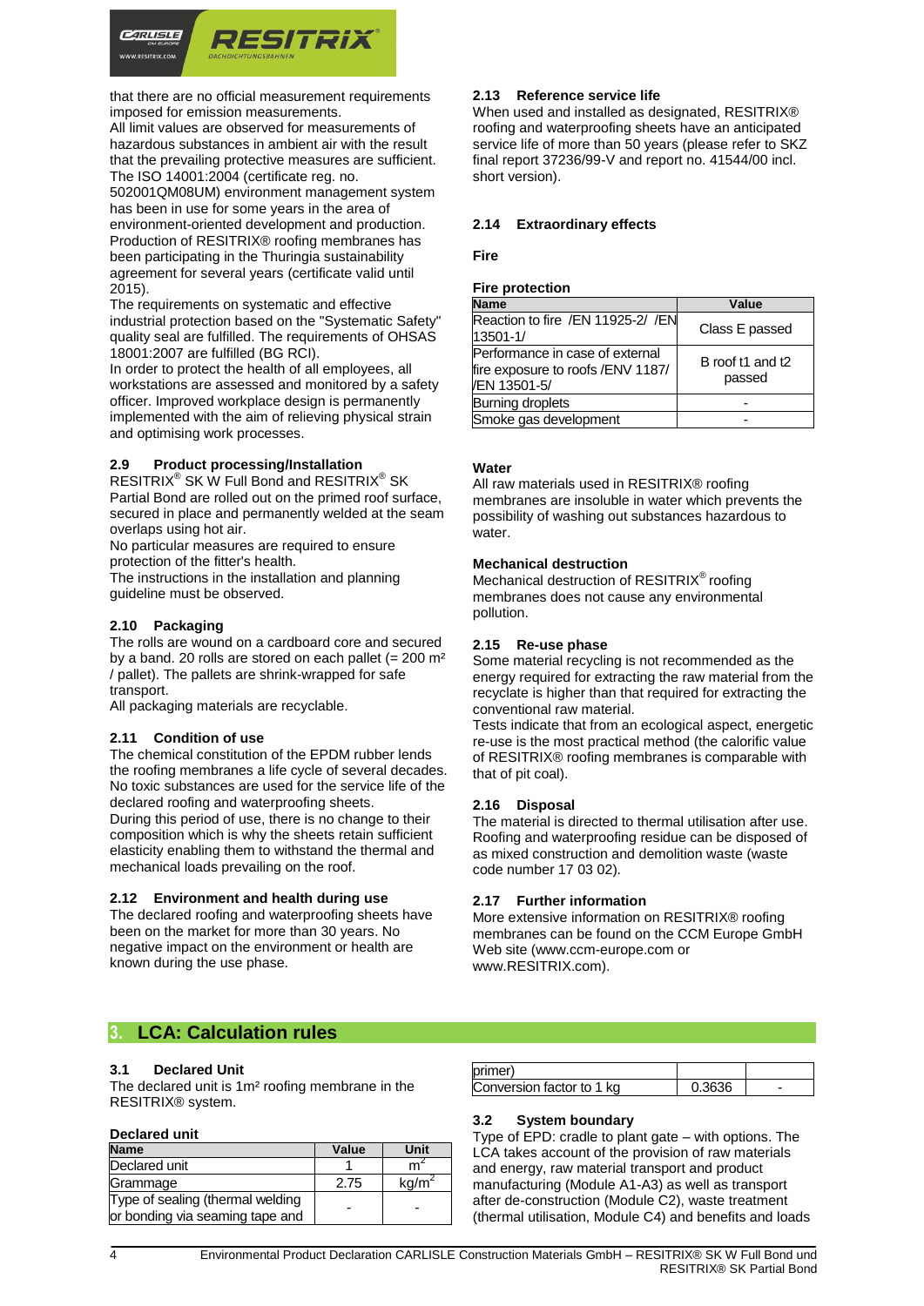that there are no official measurement requirements imposed for emission measurements.
All limit values are observed for measurements of hazardous substances in ambient air with the result that the prevailing protective measures are sufficient.
The ISO 14001:2004 (certificate reg. no. 502001QM08UM) environment management system has been in use for some years in the area of environment-oriented development and production.
Production of RESITRIX® roofing membranes has been participating in the Thuringia sustainability agreement for several years (certificate valid until 2015).
The requirements on systematic and effective industrial protection based on the "Systematic Safety" quality seal are fulfilled. The requirements of OHSAS 18001:2007 are fulfilled (BG RCI).
In order to protect the health of all employees, all workstations are assessed and monitored by a safety officer. Improved workplace design is permanently implemented with the aim of relieving physical strain and optimising work processes.

### 2.9 Product processing/Installation

RESITRIX® SK W Full Bond and RESITRIX® SK Partial Bond are rolled out on the primed roof surface, secured in place and permanently welded at the seam overlaps using hot air.
No particular measures are required to ensure protection of the fitter's health.
The instructions in the installation and planning guideline must be observed.

### 2.10 Packaging

The rolls are wound on a cardboard core and secured by a band. 20 rolls are stored on each pallet (= 200 m² / pallet). The pallets are shrink-wrapped for safe transport.
All packaging materials are recyclable.

### 2.11 Condition of use

The chemical constitution of the EPDM rubber lends the roofing membranes a life cycle of several decades. No toxic substances are used for the service life of the declared roofing and waterproofing sheets.
During this period of use, there is no change to their composition which is why the sheets retain sufficient elasticity enabling them to withstand the thermal and mechanical loads prevailing on the roof.

### 2.12 Environment and health during use

The declared roofing and waterproofing sheets have been on the market for more than 30 years. No negative impact on the environment or health are known during the use phase.

### 2.13 Reference service life

When used and installed as designated, RESITRIX® roofing and waterproofing sheets have an anticipated service life of more than 50 years (please refer to SKZ final report 37236/99-V and report no. 41544/00 incl. short version).

### 2.14 Extraordinary effects

**Fire**

**Fire protection**

| Name | Value |
|---|---|
| Reaction to fire /EN 11925-2/ /EN 13501-1/ | Class E passed |
| Performance in case of external fire exposure to roofs /ENV 1187/ /EN 13501-5/ | B roof t1 and t2 passed |
| Burning droplets | - |
| Smoke gas development | - |

**Water**

All raw materials used in RESITRIX® roofing membranes are insoluble in water which prevents the possibility of washing out substances hazardous to water.

**Mechanical destruction**

Mechanical destruction of RESITRIX® roofing membranes does not cause any environmental pollution.

### 2.15 Re-use phase

Some material recycling is not recommended as the energy required for extracting the raw material from the recyclate is higher than that required for extracting the conventional raw material.
Tests indicate that from an ecological aspect, energetic re-use is the most practical method (the calorific value of RESITRIX® roofing membranes is comparable with that of pit coal).

### 2.16 Disposal

The material is directed to thermal utilisation after use.
Roofing and waterproofing residue can be disposed of as mixed construction and demolition waste (waste code number 17 03 02).

### 2.17 Further information

More extensive information on RESITRIX® roofing membranes can be found on the CCM Europe GmbH Web site (www.ccm-europe.com or www.RESITRIX.com).

## 3. LCA: Calculation rules

### 3.1 Declared Unit

The declared unit is 1m² roofing membrane in the RESITRIX® system.

**Declared unit**

| Name | Value | Unit |
|---|---|---|
| Declared unit | 1 | $m^2$ |
| Grammage | 2.75 | $kg/m^2$ |
| Type of sealing (thermal welding or bonding via seaming tape and primer) | - | - |
| Conversion factor to 1 kg | 0.3636 | - |

### 3.2 System boundary

Type of EPD: cradle to plant gate – with options. The LCA takes account of the provision of raw materials and energy, raw material transport and product manufacturing (Module A1-A3) as well as transport after de-construction (Module C2), waste treatment (thermal utilisation, Module C4) and benefits and loads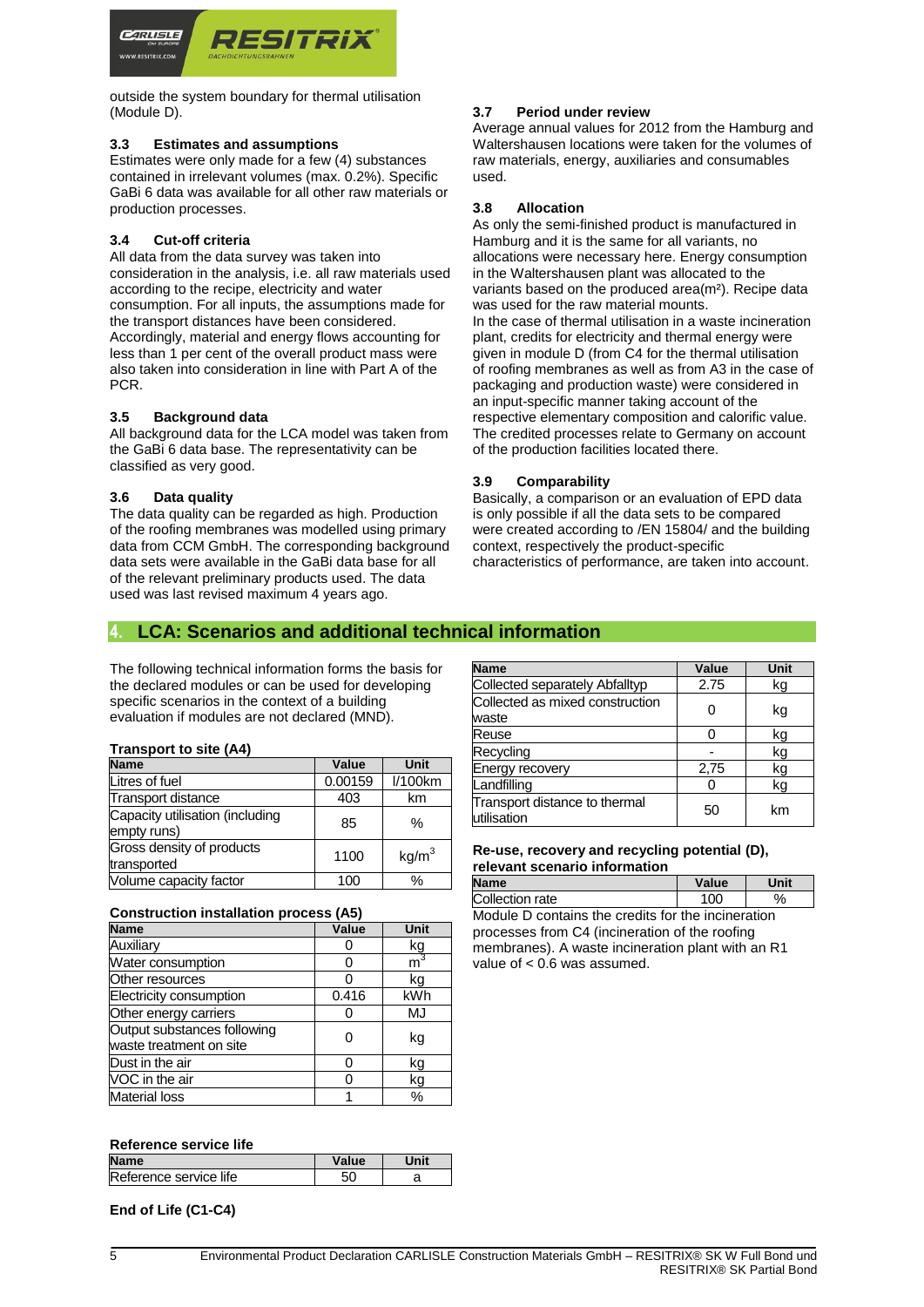outside the system boundary for thermal utilisation (Module D).

### 3.3 Estimates and assumptions

Estimates were only made for a few (4) substances contained in irrelevant volumes (max. 0.2%). Specific GaBi 6 data was available for all other raw materials or production processes.

### 3.4 Cut-off criteria

All data from the data survey was taken into consideration in the analysis, i.e. all raw materials used according to the recipe, electricity and water consumption. For all inputs, the assumptions made for the transport distances have been considered. Accordingly, material and energy flows accounting for less than 1 per cent of the overall product mass were also taken into consideration in line with Part A of the PCR.

### 3.5 Background data

All background data for the LCA model was taken from the GaBi 6 data base. The representativity can be classified as very good.

### 3.6 Data quality

The data quality can be regarded as high. Production of the roofing membranes was modelled using primary data from CCM GmbH. The corresponding background data sets were available in the GaBi data base for all of the relevant preliminary products used. The data used was last revised maximum 4 years ago.

### 3.7 Period under review

Average annual values for 2012 from the Hamburg and Waltershausen locations were taken for the volumes of raw materials, energy, auxiliaries and consumables used.

### 3.8 Allocation

As only the semi-finished product is manufactured in Hamburg and it is the same for all variants, no allocations were necessary here. Energy consumption in the Waltershausen plant was allocated to the variants based on the produced area(m²). Recipe data was used for the raw material mounts.

In the case of thermal utilisation in a waste incineration plant, credits for electricity and thermal energy were given in module D (from C4 for the thermal utilisation of roofing membranes as well as from A3 in the case of packaging and production waste) were considered in an input-specific manner taking account of the respective elementary composition and calorific value. The credited processes relate to Germany on account of the production facilities located there.

### 3.9 Comparability

Basically, a comparison or an evaluation of EPD data is only possible if all the data sets to be compared were created according to /EN 15804/ and the building context, respectively the product-specific characteristics of performance, are taken into account.

## 4. LCA: Scenarios and additional technical information

The following technical information forms the basis for the declared modules or can be used for developing specific scenarios in the context of a building evaluation if modules are not declared (MND).

**Transport to site (A4)**

| Name | Value | Unit |
|---|---|---|
| Litres of fuel | 0.00159 | l/100km |
| Transport distance | 403 | km |
| Capacity utilisation (including empty runs) | 85 | % |
| Gross density of products transported | 1100 | kg/m$^3$ |
| Volume capacity factor | 100 | % |

**Construction installation process (A5)**

| Name | Value | Unit |
|---|---|---|
| Auxiliary | 0 | kg |
| Water consumption | 0 | m$^3$ |
| Other resources | 0 | kg |
| Electricity consumption | 0.416 | kWh |
| Other energy carriers | 0 | MJ |
| Output substances following waste treatment on site | 0 | kg |
| Dust in the air | 0 | kg |
| VOC in the air | 0 | kg |
| Material loss | 1 | % |

**Reference service life**

| Name | Value | Unit |
|---|---|---|
| Reference service life | 50 | a |

**End of Life (C1-C4)**

| Name | Value | Unit |
|---|---|---|
| Collected separately Abfalltyp | 2.75 | kg |
| Collected as mixed construction waste | 0 | kg |
| Reuse | 0 | kg |
| Recycling | - | kg |
| Energy recovery | 2,75 | kg |
| Landfilling | 0 | kg |
| Transport distance to thermal utilisation | 50 | km |

**Re-use, recovery and recycling potential (D), relevant scenario information**

| Name | Value | Unit |
|---|---|---|
| Collection rate | 100 | % |

Module D contains the credits for the incineration processes from C4 (incineration of the roofing membranes). A waste incineration plant with an R1 value of < 0.6 was assumed.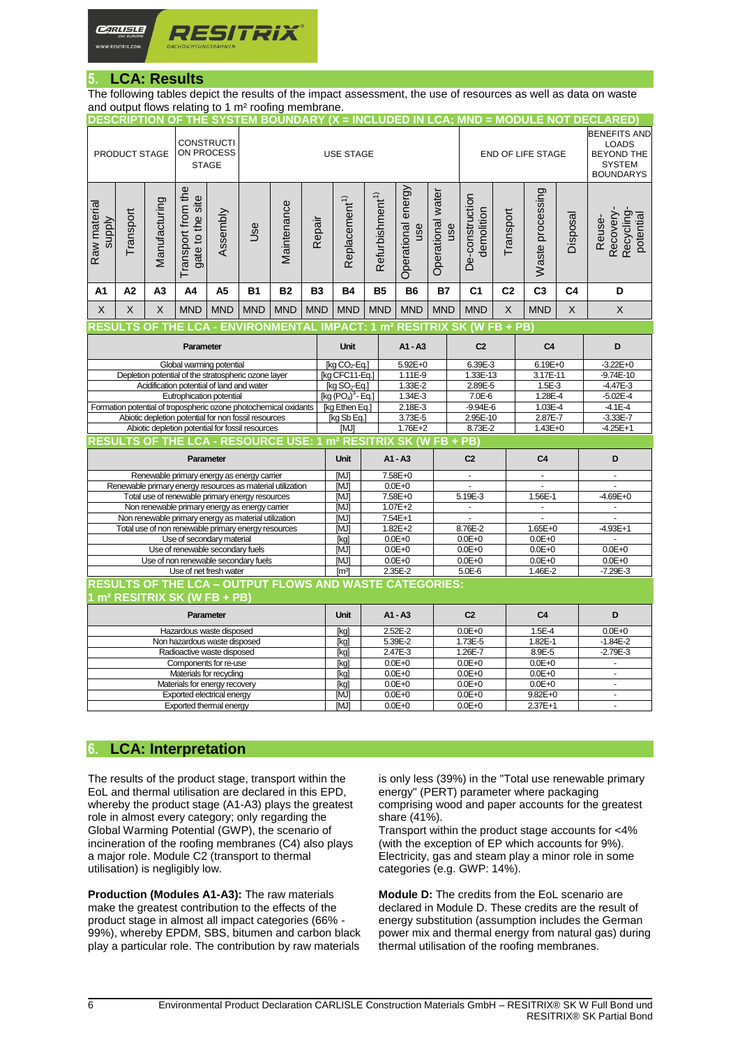## 5. LCA: Results

The following tables depict the results of the impact assessment, the use of resources as well as data on waste and output flows relating to 1 m² roofing membrane.

**DESCRIPTION OF THE SYSTEM BOUNDARY (X = INCLUDED IN LCA; MND = MODULE NOT DECLARED)**

| PRODUCT STAGE | | | CONSTRUCTION PROCESS STAGE | | USE STAGE | | | | | | | END OF LIFE STAGE | | | | BENEFITS AND LOADS BEYOND THE SYSTEM BOUNDARYS |
|---|---|---|---|---|---|---|---|---|---|---|---|---|---|---|---|---|
| Raw material supply | Transport | Manufacturing | Transport from the gate to the site | Assembly | Use | Maintenance | Repair | Replacement[1] | Refurbishment[1] | Operational energy use | Operational water use | De-construction demolition | Transport | Waste processing | Disposal | Reuse-Recovery-Recycling-potential |
| A1 | A2 | A3 | A4 | A5 | B1 | B2 | B3 | B4 | B5 | B6 | B7 | C1 | C2 | C3 | C4 | D |
| X | X | X | MND | MND | MND | MND | MND | MND | MND | MND | MND | MND | X | MND | X | X |

**RESULTS OF THE LCA - ENVIRONMENTAL IMPACT: 1 m² RESITRIX SK (W FB + PB)**

| Parameter | Unit | A1 - A3 | C2 | C4 | D |
|---|---|---|---|---|---|
| Global warming potential | [kg $CO_2$-Eq.] | 5.92E+0 | 6.39E-3 | 6.19E+0 | -3.22E+0 |
| Depletion potential of the stratospheric ozone layer | [kg CFC11-Eq.] | 1.11E-9 | 1.33E-13 | 3.17E-11 | -9.74E-10 |
| Acidification potential of land and water | [kg $SO_2$-Eq.] | 1.33E-2 | 2.89E-5 | 1.5E-3 | -4.47E-3 |
| Eutrophication potential | [kg $(PO_4)^{3-}$- Eq.] | 1.34E-3 | 7.0E-6 | 1.28E-4 | -5.02E-4 |
| Formation potential of tropospheric ozone photochemical oxidants | [kg Ethen Eq.] | 2.18E-3 | -9.94E-6 | 1.03E-4 | -4.1E-4 |
| Abiotic depletion potential for non fossil resources | [kg Sb Eq.] | 3.73E-5 | 2.95E-10 | 2.87E-7 | -3.33E-7 |
| Abiotic depletion potential for fossil resources | [MJ] | 1.76E+2 | 8.73E-2 | 1.43E+0 | -4.25E+1 |

**RESULTS OF THE LCA - RESOURCE USE: 1 m² RESITRIX SK (W FB + PB)**

| Parameter | Unit | A1 - A3 | C2 | C4 | D |
|---|---|---|---|---|---|
| Renewable primary energy as energy carrier | [MJ] | 7.58E+0 | - | - | - |
| Renewable primary energy resources as material utilization | [MJ] | 0.0E+0 | - | - | - |
| Total use of renewable primary energy resources | [MJ] | 7.58E+0 | 5.19E-3 | 1.56E-1 | -4.69E+0 |
| Non renewable primary energy as energy carrier | [MJ] | 1.07E+2 | - | - | - |
| Non renewable primary energy as material utilization | [MJ] | 7.54E+1 | - | - | - |
| Total use of non renewable primary energy resources | [MJ] | 1.82E+2 | 8.76E-2 | 1.65E+0 | -4.93E+1 |
| Use of secondary material | [kg] | 0.0E+0 | 0.0E+0 | 0.0E+0 | - |
| Use of renewable secondary fuels | [MJ] | 0.0E+0 | 0.0E+0 | 0.0E+0 | 0.0E+0 |
| Use of non renewable secondary fuels | [MJ] | 0.0E+0 | 0.0E+0 | 0.0E+0 | 0.0E+0 |
| Use of net fresh water | [m³] | 2.35E-2 | 5.0E-6 | 1.46E-2 | -7.29E-3 |

**RESULTS OF THE LCA – OUTPUT FLOWS AND WASTE CATEGORIES: 1 m² RESITRIX SK (W FB + PB)**

| Parameter | Unit | A1 - A3 | C2 | C4 | D |
|---|---|---|---|---|---|
| Hazardous waste disposed | [kg] | 2.52E-2 | 0.0E+0 | 1.5E-4 | 0.0E+0 |
| Non hazardous waste disposed | [kg] | 5.39E-2 | 1.73E-5 | 1.82E-1 | -1.84E-2 |
| Radioactive waste disposed | [kg] | 2.47E-3 | 1.26E-7 | 8.9E-5 | -2.79E-3 |
| Components for re-use | [kg] | 0.0E+0 | 0.0E+0 | 0.0E+0 | - |
| Materials for recycling | [kg] | 0.0E+0 | 0.0E+0 | 0.0E+0 | - |
| Materials for energy recovery | [kg] | 0.0E+0 | 0.0E+0 | 0.0E+0 | - |
| Exported electrical energy | [MJ] | 0.0E+0 | 0.0E+0 | 9.82E+0 | - |
| Exported thermal energy | [MJ] | 0.0E+0 | 0.0E+0 | 2.37E+1 | - |

## 6. LCA: Interpretation

The results of the product stage, transport within the EoL and thermal utilisation are declared in this EPD, whereby the product stage (A1-A3) plays the greatest role in almost every category; only regarding the Global Warming Potential (GWP), the scenario of incineration of the roofing membranes (C4) also plays a major role. Module C2 (transport to thermal utilisation) is negligibly low.

**Production (Modules A1-A3):** The raw materials make the greatest contribution to the effects of the product stage in almost all impact categories (66% - 99%), whereby EPDM, SBS, bitumen and carbon black play a particular role. The contribution by raw materials is only less (39%) in the "Total use renewable primary energy" (PERT) parameter where packaging comprising wood and paper accounts for the greatest share (41%).

Transport within the product stage accounts for <4% (with the exception of EP which accounts for 9%). Electricity, gas and steam play a minor role in some categories (e.g. GWP: 14%).

**Module D:** The credits from the EoL scenario are declared in Module D. These credits are the result of energy substitution (assumption includes the German power mix and thermal energy from natural gas) during thermal utilisation of the roofing membranes.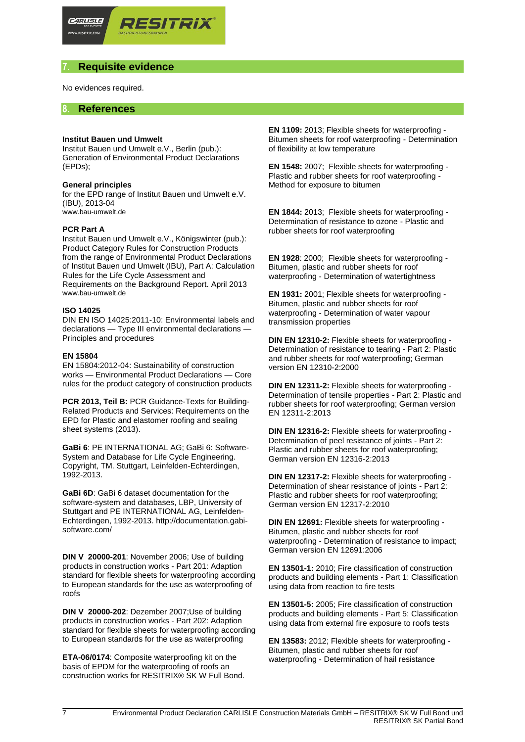## 7. Requisite evidence

No evidences required.

## 8. References

**Institut Bauen und Umwelt**
Institut Bauen und Umwelt e.V., Berlin (pub.): Generation of Environmental Product Declarations (EPDs);

**General principles**
for the EPD range of Institut Bauen und Umwelt e.V. (IBU), 2013-04
www.bau-umwelt.de

**PCR Part A**
Institut Bauen und Umwelt e.V., Königswinter (pub.): Product Category Rules for Construction Products from the range of Environmental Product Declarations of Institut Bauen und Umwelt (IBU), Part A: Calculation Rules for the Life Cycle Assessment and Requirements on the Background Report. April 2013
www.bau-umwelt.de

**ISO 14025**
DIN EN ISO 14025:2011-10: Environmental labels and declarations — Type III environmental declarations — Principles and procedures

**EN 15804**
EN 15804:2012-04: Sustainability of construction works — Environmental Product Declarations — Core rules for the product category of construction products

**PCR 2013, Teil B:** PCR Guidance-Texts for Building-Related Products and Services: Requirements on the EPD for Plastic and elastomer roofing and sealing sheet systems (2013).

**GaBi 6**: PE INTERNATIONAL AG; GaBi 6: Software-System and Database for Life Cycle Engineering. Copyright, TM. Stuttgart, Leinfelden-Echterdingen, 1992-2013.

**GaBi 6D**: GaBi 6 dataset documentation for the software-system and databases, LBP, University of Stuttgart and PE INTERNATIONAL AG, Leinfelden-Echterdingen, 1992-2013. http://documentation.gabi-software.com/

**DIN V 20000-201**: November 2006; Use of building products in construction works - Part 201: Adaption standard for flexible sheets for waterproofing according to European standards for the use as waterproofing of roofs

**DIN V 20000-202**: Dezember 2007;Use of building products in construction works - Part 202: Adaption standard for flexible sheets for waterproofing according to European standards for the use as waterproofing

**ETA-06/0174**: Composite waterproofing kit on the basis of EPDM for the waterproofing of roofs an construction works for RESITRIX® SK W Full Bond.

**EN 1109:** 2013; Flexible sheets for waterproofing - Bitumen sheets for roof waterproofing - Determination of flexibility at low temperature

**EN 1548:** 2007; Flexible sheets for waterproofing - Plastic and rubber sheets for roof waterproofing - Method for exposure to bitumen

**EN 1844:** 2013; Flexible sheets for waterproofing - Determination of resistance to ozone - Plastic and rubber sheets for roof waterproofing

**EN 1928**: 2000; Flexible sheets for waterproofing - Bitumen, plastic and rubber sheets for roof waterproofing - Determination of watertightness

**EN 1931:** 2001; Flexible sheets for waterproofing - Bitumen, plastic and rubber sheets for roof waterproofing - Determination of water vapour transmission properties

**DIN EN 12310-2:** Flexible sheets for waterproofing - Determination of resistance to tearing - Part 2: Plastic and rubber sheets for roof waterproofing; German version EN 12310-2:2000

**DIN EN 12311-2:** Flexible sheets for waterproofing - Determination of tensile properties - Part 2: Plastic and rubber sheets for roof waterproofing; German version EN 12311-2:2013

**DIN EN 12316-2:** Flexible sheets for waterproofing - Determination of peel resistance of joints - Part 2: Plastic and rubber sheets for roof waterproofing; German version EN 12316-2:2013

**DIN EN 12317-2:** Flexible sheets for waterproofing - Determination of shear resistance of joints - Part 2: Plastic and rubber sheets for roof waterproofing; German version EN 12317-2:2010

**DIN EN 12691:** Flexible sheets for waterproofing - Bitumen, plastic and rubber sheets for roof waterproofing - Determination of resistance to impact; German version EN 12691:2006

**EN 13501-1:** 2010; Fire classification of construction products and building elements - Part 1: Classification using data from reaction to fire tests

**EN 13501-5:** 2005; Fire classification of construction products and building elements - Part 5: Classification using data from external fire exposure to roofs tests

**EN 13583:** 2012; Flexible sheets for waterproofing - Bitumen, plastic and rubber sheets for roof waterproofing - Determination of hail resistance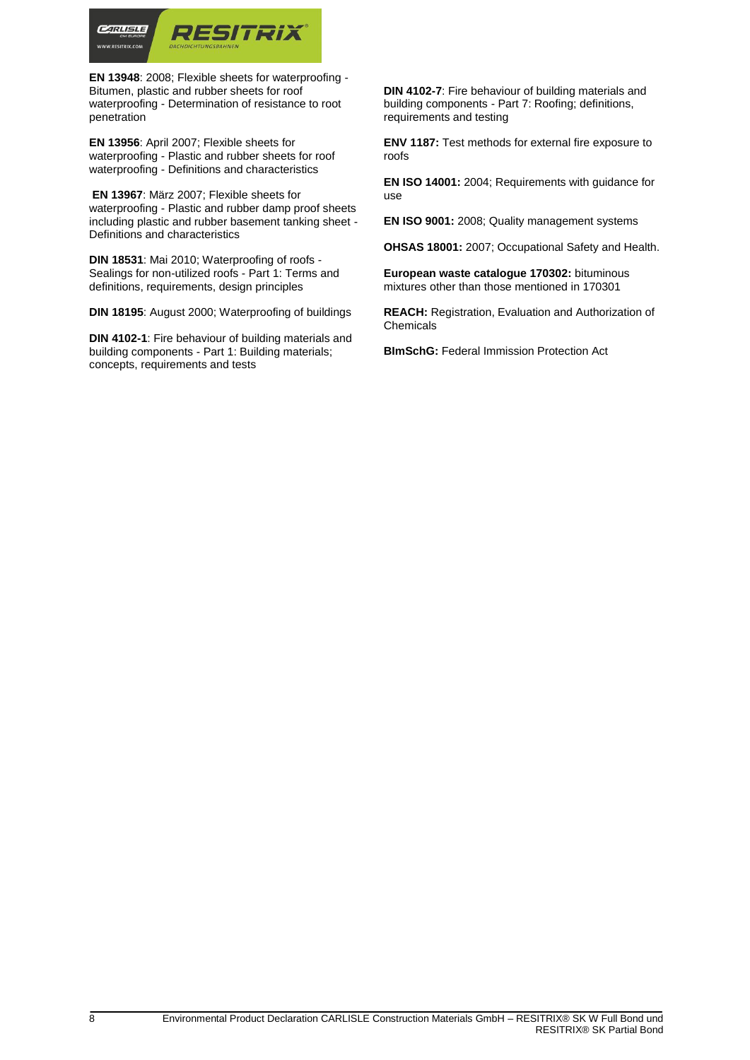**EN 13948**: 2008; Flexible sheets for waterproofing - Bitumen, plastic and rubber sheets for roof waterproofing - Determination of resistance to root penetration

**EN 13956**: April 2007; Flexible sheets for waterproofing - Plastic and rubber sheets for roof waterproofing - Definitions and characteristics

**EN 13967**: März 2007; Flexible sheets for waterproofing - Plastic and rubber damp proof sheets including plastic and rubber basement tanking sheet - Definitions and characteristics

**DIN 18531**: Mai 2010; Waterproofing of roofs - Sealings for non-utilized roofs - Part 1: Terms and definitions, requirements, design principles

**DIN 18195**: August 2000; Waterproofing of buildings

**DIN 4102-1**: Fire behaviour of building materials and building components - Part 1: Building materials; concepts, requirements and tests

**DIN 4102-7**: Fire behaviour of building materials and building components - Part 7: Roofing; definitions, requirements and testing

**ENV 1187:** Test methods for external fire exposure to roofs

**EN ISO 14001:** 2004; Requirements with guidance for use

**EN ISO 9001:** 2008; Quality management systems

**OHSAS 18001:** 2007; Occupational Safety and Health.

**European waste catalogue 170302:** bituminous mixtures other than those mentioned in 170301

**REACH:** Registration, Evaluation and Authorization of Chemicals

**BImSchG:** Federal Immission Protection Act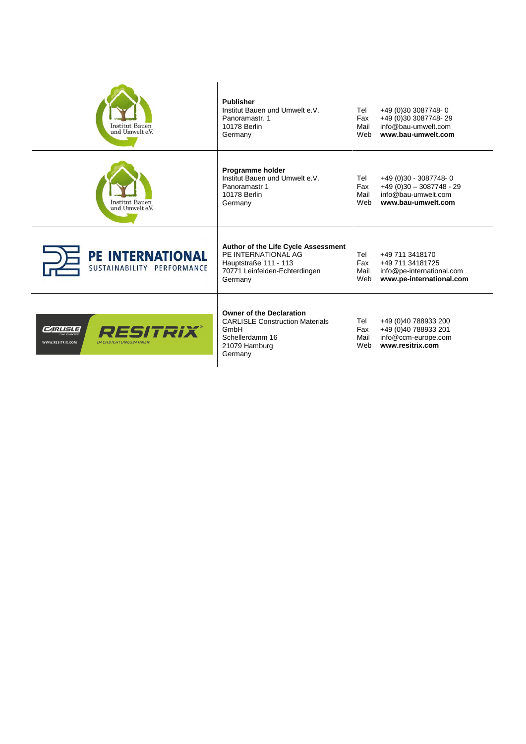| | | | |
|---|---|---|---|
| Institut Bauen und Umwelt e.V. | **Publisher**<br>Institut Bauen und Umwelt e.V.<br>Panoramastr. 1<br>10178 Berlin<br>Germany | Tel<br>Fax<br>Mail<br>Web | +49 (0)30 3087748- 0<br>+49 (0)30 3087748- 29<br>info@bau-umwelt.com<br>**www.bau-umwelt.com** |
| Institut Bauen und Umwelt e.V. | **Programme holder**<br>Institut Bauen und Umwelt e.V.<br>Panoramastr 1<br>10178 Berlin<br>Germany | Tel<br>Fax<br>Mail<br>Web | +49 (0)30 - 3087748- 0<br>+49 (0)30 – 3087748 - 29<br>info@bau-umwelt.com<br>**www.bau-umwelt.com** |
| PE INTERNATIONAL SUSTAINABILITY PERFORMANCE | **Author of the Life Cycle Assessment**<br>PE INTERNATIONAL AG<br>Hauptstraße 111 - 113<br>70771 Leinfelden-Echterdingen<br>Germany | Tel<br>Fax<br>Mail<br>Web | +49 711 3418170<br>+49 711 34181725<br>info@pe-international.com<br>**www.pe-international.com** |
| CARLISLE CM EUROPE WWW.RESITRIX.COM RESITRIX® DACHDICHTUNGSBAHNEN | **Owner of the Declaration**<br>CARLISLE Construction Materials GmbH<br>Schellerdamm 16<br>21079 Hamburg<br>Germany | Tel<br>Fax<br>Mail<br>Web | +49 (0)40 788933 200<br>+49 (0)40 788933 201<br>info@ccm-europe.com<br>**www.resitrix.com** |